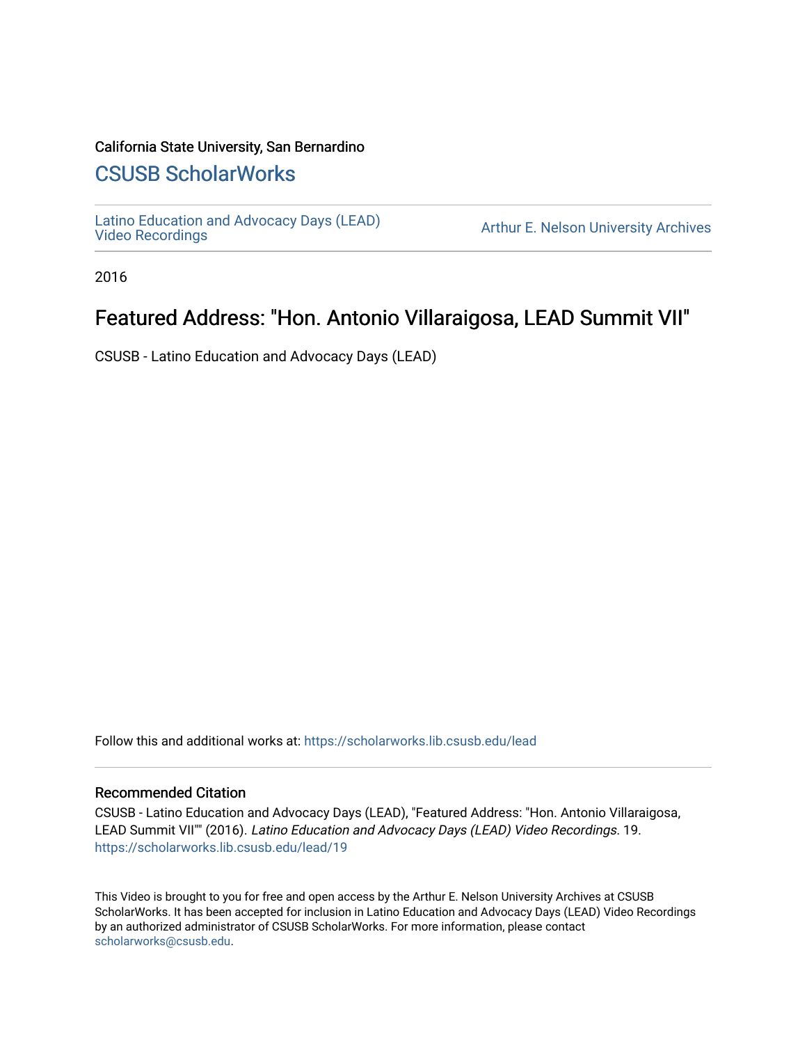California State University, San Bernardino

## CSUSB ScholarWorks

Latino Education and Advocacy Days (LEAD) Video Recordings

Arthur E. Nelson University Archives

2016

# Featured Address: "Hon. Antonio Villaraigosa, LEAD Summit VII"

CSUSB - Latino Education and Advocacy Days (LEAD)

Follow this and additional works at: https://scholarworks.lib.csusb.edu/lead

### Recommended Citation

CSUSB - Latino Education and Advocacy Days (LEAD), "Featured Address: "Hon. Antonio Villaraigosa, LEAD Summit VII"" (2016). *Latino Education and Advocacy Days (LEAD) Video Recordings*. 19. https://scholarworks.lib.csusb.edu/lead/19

This Video is brought to you for free and open access by the Arthur E. Nelson University Archives at CSUSB ScholarWorks. It has been accepted for inclusion in Latino Education and Advocacy Days (LEAD) Video Recordings by an authorized administrator of CSUSB ScholarWorks. For more information, please contact scholarworks@csusb.edu.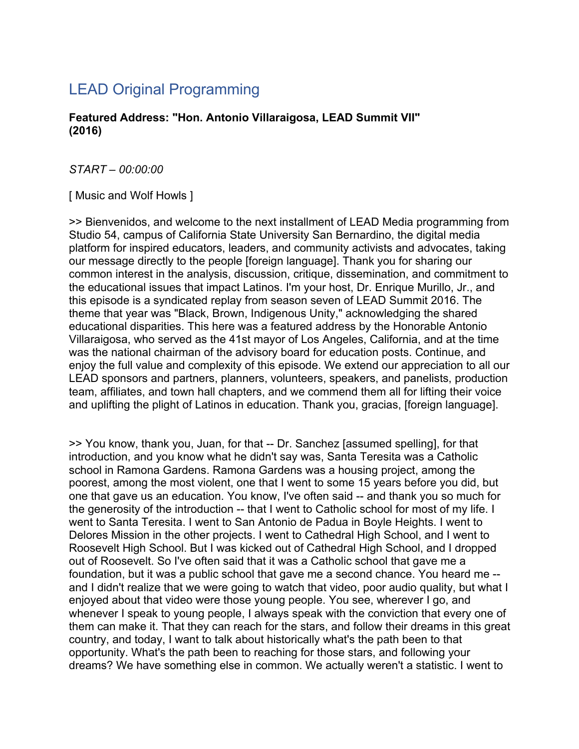# LEAD Original Programming

**Featured Address: "Hon. Antonio Villaraigosa, LEAD Summit VII" (2016)**

*START – 00:00:00*

[ Music and Wolf Howls ]

>> Bienvenidos, and welcome to the next installment of LEAD Media programming from Studio 54, campus of California State University San Bernardino, the digital media platform for inspired educators, leaders, and community activists and advocates, taking our message directly to the people [foreign language]. Thank you for sharing our common interest in the analysis, discussion, critique, dissemination, and commitment to the educational issues that impact Latinos. I'm your host, Dr. Enrique Murillo, Jr., and this episode is a syndicated replay from season seven of LEAD Summit 2016. The theme that year was "Black, Brown, Indigenous Unity," acknowledging the shared educational disparities. This here was a featured address by the Honorable Antonio Villaraigosa, who served as the 41st mayor of Los Angeles, California, and at the time was the national chairman of the advisory board for education posts. Continue, and enjoy the full value and complexity of this episode. We extend our appreciation to all our LEAD sponsors and partners, planners, volunteers, speakers, and panelists, production team, affiliates, and town hall chapters, and we commend them all for lifting their voice and uplifting the plight of Latinos in education. Thank you, gracias, [foreign language].

>> You know, thank you, Juan, for that -- Dr. Sanchez [assumed spelling], for that introduction, and you know what he didn't say was, Santa Teresita was a Catholic school in Ramona Gardens. Ramona Gardens was a housing project, among the poorest, among the most violent, one that I went to some 15 years before you did, but one that gave us an education. You know, I've often said -- and thank you so much for the generosity of the introduction -- that I went to Catholic school for most of my life. I went to Santa Teresita. I went to San Antonio de Padua in Boyle Heights. I went to Delores Mission in the other projects. I went to Cathedral High School, and I went to Roosevelt High School. But I was kicked out of Cathedral High School, and I dropped out of Roosevelt. So I've often said that it was a Catholic school that gave me a foundation, but it was a public school that gave me a second chance. You heard me -- and I didn't realize that we were going to watch that video, poor audio quality, but what I enjoyed about that video were those young people. You see, wherever I go, and whenever I speak to young people, I always speak with the conviction that every one of them can make it. That they can reach for the stars, and follow their dreams in this great country, and today, I want to talk about historically what's the path been to that opportunity. What's the path been to reaching for those stars, and following your dreams? We have something else in common. We actually weren't a statistic. I went to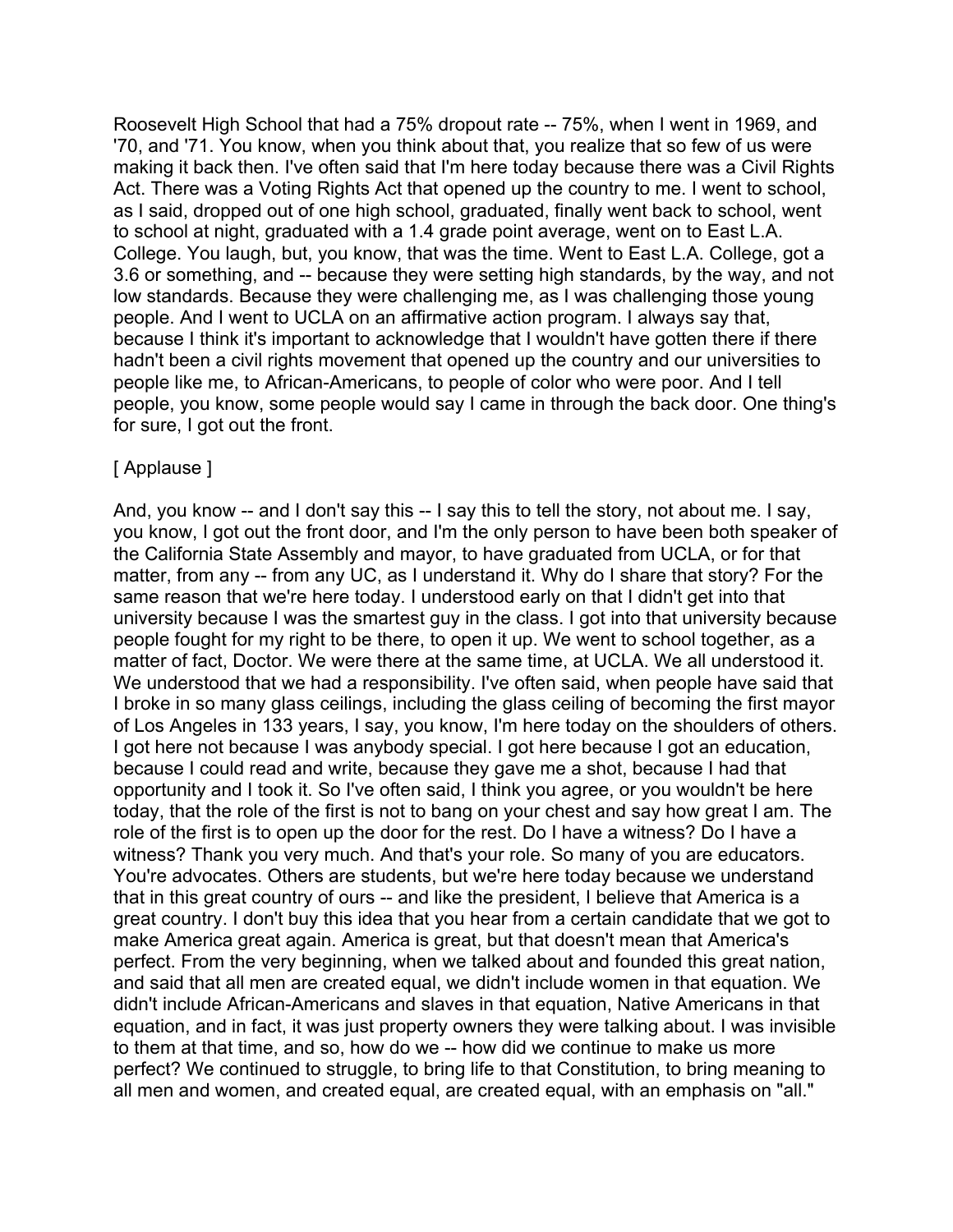Roosevelt High School that had a 75% dropout rate -- 75%, when I went in 1969, and '70, and '71. You know, when you think about that, you realize that so few of us were making it back then. I've often said that I'm here today because there was a Civil Rights Act. There was a Voting Rights Act that opened up the country to me. I went to school, as I said, dropped out of one high school, graduated, finally went back to school, went to school at night, graduated with a 1.4 grade point average, went on to East L.A. College. You laugh, but, you know, that was the time. Went to East L.A. College, got a 3.6 or something, and -- because they were setting high standards, by the way, and not low standards. Because they were challenging me, as I was challenging those young people. And I went to UCLA on an affirmative action program. I always say that, because I think it's important to acknowledge that I wouldn't have gotten there if there hadn't been a civil rights movement that opened up the country and our universities to people like me, to African-Americans, to people of color who were poor. And I tell people, you know, some people would say I came in through the back door. One thing's for sure, I got out the front.

[ Applause ]

And, you know -- and I don't say this -- I say this to tell the story, not about me. I say, you know, I got out the front door, and I'm the only person to have been both speaker of the California State Assembly and mayor, to have graduated from UCLA, or for that matter, from any -- from any UC, as I understand it. Why do I share that story? For the same reason that we're here today. I understood early on that I didn't get into that university because I was the smartest guy in the class. I got into that university because people fought for my right to be there, to open it up. We went to school together, as a matter of fact, Doctor. We were there at the same time, at UCLA. We all understood it. We understood that we had a responsibility. I've often said, when people have said that I broke in so many glass ceilings, including the glass ceiling of becoming the first mayor of Los Angeles in 133 years, I say, you know, I'm here today on the shoulders of others. I got here not because I was anybody special. I got here because I got an education, because I could read and write, because they gave me a shot, because I had that opportunity and I took it. So I've often said, I think you agree, or you wouldn't be here today, that the role of the first is not to bang on your chest and say how great I am. The role of the first is to open up the door for the rest. Do I have a witness? Do I have a witness? Thank you very much. And that's your role. So many of you are educators. You're advocates. Others are students, but we're here today because we understand that in this great country of ours -- and like the president, I believe that America is a great country. I don't buy this idea that you hear from a certain candidate that we got to make America great again. America is great, but that doesn't mean that America's perfect. From the very beginning, when we talked about and founded this great nation, and said that all men are created equal, we didn't include women in that equation. We didn't include African-Americans and slaves in that equation, Native Americans in that equation, and in fact, it was just property owners they were talking about. I was invisible to them at that time, and so, how do we -- how did we continue to make us more perfect? We continued to struggle, to bring life to that Constitution, to bring meaning to all men and women, and created equal, are created equal, with an emphasis on "all."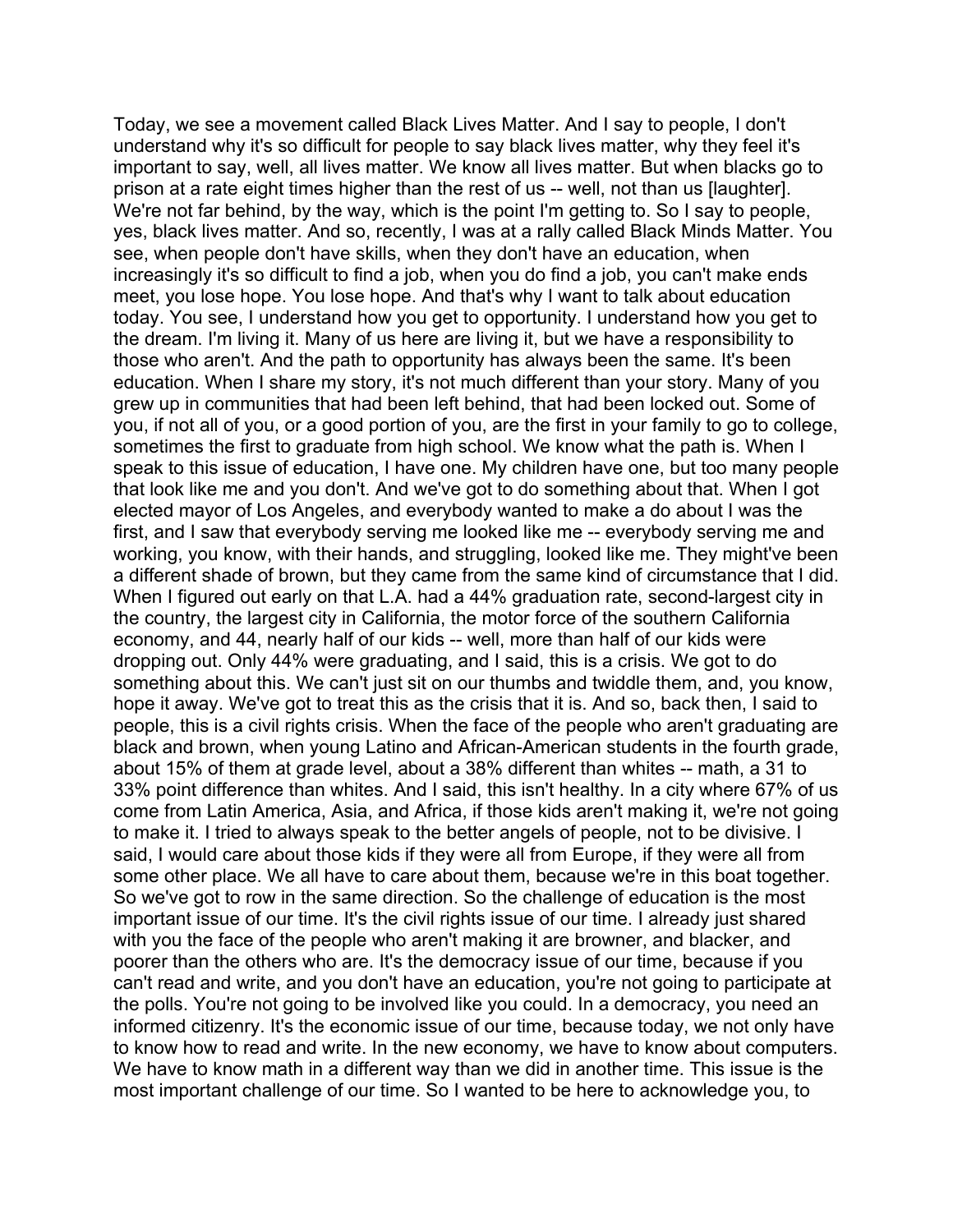Today, we see a movement called Black Lives Matter. And I say to people, I don't understand why it's so difficult for people to say black lives matter, why they feel it's important to say, well, all lives matter. We know all lives matter. But when blacks go to prison at a rate eight times higher than the rest of us -- well, not than us [laughter]. We're not far behind, by the way, which is the point I'm getting to. So I say to people, yes, black lives matter. And so, recently, I was at a rally called Black Minds Matter. You see, when people don't have skills, when they don't have an education, when increasingly it's so difficult to find a job, when you do find a job, you can't make ends meet, you lose hope. You lose hope. And that's why I want to talk about education today. You see, I understand how you get to opportunity. I understand how you get to the dream. I'm living it. Many of us here are living it, but we have a responsibility to those who aren't. And the path to opportunity has always been the same. It's been education. When I share my story, it's not much different than your story. Many of you grew up in communities that had been left behind, that had been locked out. Some of you, if not all of you, or a good portion of you, are the first in your family to go to college, sometimes the first to graduate from high school. We know what the path is. When I speak to this issue of education, I have one. My children have one, but too many people that look like me and you don't. And we've got to do something about that. When I got elected mayor of Los Angeles, and everybody wanted to make a do about I was the first, and I saw that everybody serving me looked like me -- everybody serving me and working, you know, with their hands, and struggling, looked like me. They might've been a different shade of brown, but they came from the same kind of circumstance that I did. When I figured out early on that L.A. had a 44% graduation rate, second-largest city in the country, the largest city in California, the motor force of the southern California economy, and 44, nearly half of our kids -- well, more than half of our kids were dropping out. Only 44% were graduating, and I said, this is a crisis. We got to do something about this. We can't just sit on our thumbs and twiddle them, and, you know, hope it away. We've got to treat this as the crisis that it is. And so, back then, I said to people, this is a civil rights crisis. When the face of the people who aren't graduating are black and brown, when young Latino and African-American students in the fourth grade, about 15% of them at grade level, about a 38% different than whites -- math, a 31 to 33% point difference than whites. And I said, this isn't healthy. In a city where 67% of us come from Latin America, Asia, and Africa, if those kids aren't making it, we're not going to make it. I tried to always speak to the better angels of people, not to be divisive. I said, I would care about those kids if they were all from Europe, if they were all from some other place. We all have to care about them, because we're in this boat together. So we've got to row in the same direction. So the challenge of education is the most important issue of our time. It's the civil rights issue of our time. I already just shared with you the face of the people who aren't making it are browner, and blacker, and poorer than the others who are. It's the democracy issue of our time, because if you can't read and write, and you don't have an education, you're not going to participate at the polls. You're not going to be involved like you could. In a democracy, you need an informed citizenry. It's the economic issue of our time, because today, we not only have to know how to read and write. In the new economy, we have to know about computers. We have to know math in a different way than we did in another time. This issue is the most important challenge of our time. So I wanted to be here to acknowledge you, to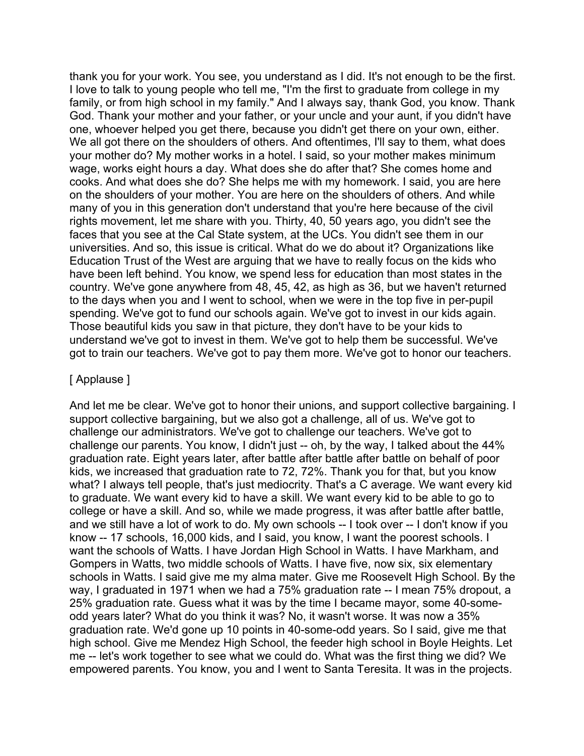thank you for your work. You see, you understand as I did. It's not enough to be the first. I love to talk to young people who tell me, "I'm the first to graduate from college in my family, or from high school in my family." And I always say, thank God, you know. Thank God. Thank your mother and your father, or your uncle and your aunt, if you didn't have one, whoever helped you get there, because you didn't get there on your own, either. We all got there on the shoulders of others. And oftentimes, I'll say to them, what does your mother do? My mother works in a hotel. I said, so your mother makes minimum wage, works eight hours a day. What does she do after that? She comes home and cooks. And what does she do? She helps me with my homework. I said, you are here on the shoulders of your mother. You are here on the shoulders of others. And while many of you in this generation don't understand that you're here because of the civil rights movement, let me share with you. Thirty, 40, 50 years ago, you didn't see the faces that you see at the Cal State system, at the UCs. You didn't see them in our universities. And so, this issue is critical. What do we do about it? Organizations like Education Trust of the West are arguing that we have to really focus on the kids who have been left behind. You know, we spend less for education than most states in the country. We've gone anywhere from 48, 45, 42, as high as 36, but we haven't returned to the days when you and I went to school, when we were in the top five in per-pupil spending. We've got to fund our schools again. We've got to invest in our kids again. Those beautiful kids you saw in that picture, they don't have to be your kids to understand we've got to invest in them. We've got to help them be successful. We've got to train our teachers. We've got to pay them more. We've got to honor our teachers.

[ Applause ]

And let me be clear. We've got to honor their unions, and support collective bargaining. I support collective bargaining, but we also got a challenge, all of us. We've got to challenge our administrators. We've got to challenge our teachers. We've got to challenge our parents. You know, I didn't just -- oh, by the way, I talked about the 44% graduation rate. Eight years later, after battle after battle after battle on behalf of poor kids, we increased that graduation rate to 72, 72%. Thank you for that, but you know what? I always tell people, that's just mediocrity. That's a C average. We want every kid to graduate. We want every kid to have a skill. We want every kid to be able to go to college or have a skill. And so, while we made progress, it was after battle after battle, and we still have a lot of work to do. My own schools -- I took over -- I don't know if you know -- 17 schools, 16,000 kids, and I said, you know, I want the poorest schools. I want the schools of Watts. I have Jordan High School in Watts. I have Markham, and Gompers in Watts, two middle schools of Watts. I have five, now six, six elementary schools in Watts. I said give me my alma mater. Give me Roosevelt High School. By the way, I graduated in 1971 when we had a 75% graduation rate -- I mean 75% dropout, a 25% graduation rate. Guess what it was by the time I became mayor, some 40-some-odd years later? What do you think it was? No, it wasn't worse. It was now a 35% graduation rate. We'd gone up 10 points in 40-some-odd years. So I said, give me that high school. Give me Mendez High School, the feeder high school in Boyle Heights. Let me -- let's work together to see what we could do. What was the first thing we did? We empowered parents. You know, you and I went to Santa Teresita. It was in the projects.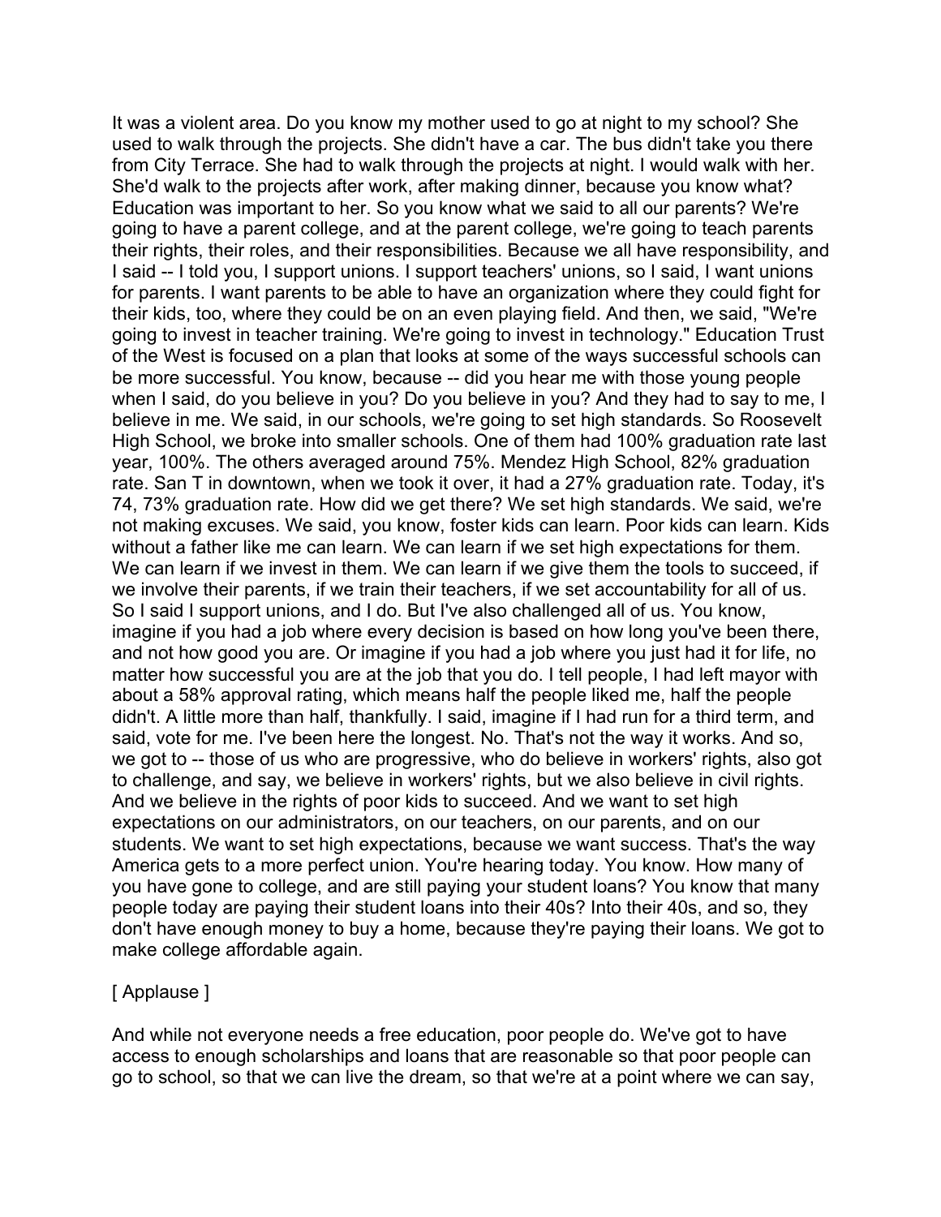It was a violent area. Do you know my mother used to go at night to my school? She used to walk through the projects. She didn't have a car. The bus didn't take you there from City Terrace. She had to walk through the projects at night. I would walk with her. She'd walk to the projects after work, after making dinner, because you know what? Education was important to her. So you know what we said to all our parents? We're going to have a parent college, and at the parent college, we're going to teach parents their rights, their roles, and their responsibilities. Because we all have responsibility, and I said -- I told you, I support unions. I support teachers' unions, so I said, I want unions for parents. I want parents to be able to have an organization where they could fight for their kids, too, where they could be on an even playing field. And then, we said, "We're going to invest in teacher training. We're going to invest in technology." Education Trust of the West is focused on a plan that looks at some of the ways successful schools can be more successful. You know, because -- did you hear me with those young people when I said, do you believe in you? Do you believe in you? And they had to say to me, I believe in me. We said, in our schools, we're going to set high standards. So Roosevelt High School, we broke into smaller schools. One of them had 100% graduation rate last year, 100%. The others averaged around 75%. Mendez High School, 82% graduation rate. San T in downtown, when we took it over, it had a 27% graduation rate. Today, it's 74, 73% graduation rate. How did we get there? We set high standards. We said, we're not making excuses. We said, you know, foster kids can learn. Poor kids can learn. Kids without a father like me can learn. We can learn if we set high expectations for them. We can learn if we invest in them. We can learn if we give them the tools to succeed, if we involve their parents, if we train their teachers, if we set accountability for all of us. So I said I support unions, and I do. But I've also challenged all of us. You know, imagine if you had a job where every decision is based on how long you've been there, and not how good you are. Or imagine if you had a job where you just had it for life, no matter how successful you are at the job that you do. I tell people, I had left mayor with about a 58% approval rating, which means half the people liked me, half the people didn't. A little more than half, thankfully. I said, imagine if I had run for a third term, and said, vote for me. I've been here the longest. No. That's not the way it works. And so, we got to -- those of us who are progressive, who do believe in workers' rights, also got to challenge, and say, we believe in workers' rights, but we also believe in civil rights. And we believe in the rights of poor kids to succeed. And we want to set high expectations on our administrators, on our teachers, on our parents, and on our students. We want to set high expectations, because we want success. That's the way America gets to a more perfect union. You're hearing today. You know. How many of you have gone to college, and are still paying your student loans? You know that many people today are paying their student loans into their 40s? Into their 40s, and so, they don't have enough money to buy a home, because they're paying their loans. We got to make college affordable again.

[ Applause ]

And while not everyone needs a free education, poor people do. We've got to have access to enough scholarships and loans that are reasonable so that poor people can go to school, so that we can live the dream, so that we're at a point where we can say,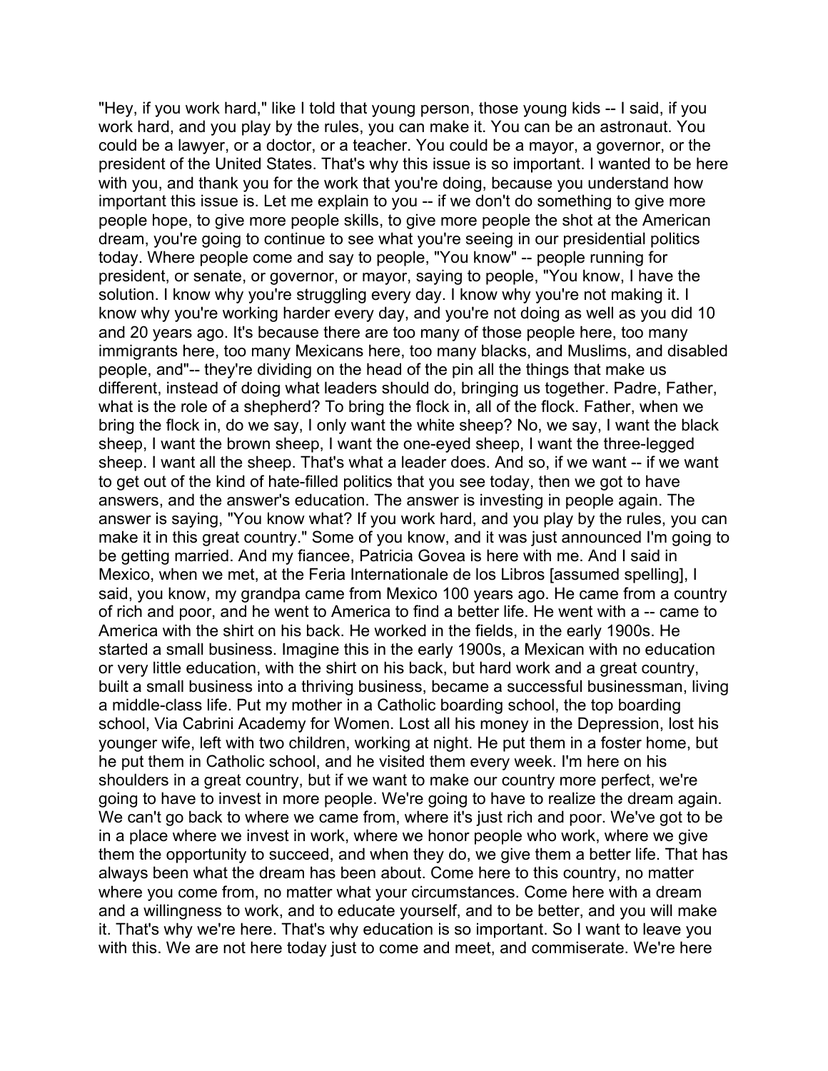"Hey, if you work hard," like I told that young person, those young kids -- I said, if you work hard, and you play by the rules, you can make it. You can be an astronaut. You could be a lawyer, or a doctor, or a teacher. You could be a mayor, a governor, or the president of the United States. That's why this issue is so important. I wanted to be here with you, and thank you for the work that you're doing, because you understand how important this issue is. Let me explain to you -- if we don't do something to give more people hope, to give more people skills, to give more people the shot at the American dream, you're going to continue to see what you're seeing in our presidential politics today. Where people come and say to people, "You know" -- people running for president, or senate, or governor, or mayor, saying to people, "You know, I have the solution. I know why you're struggling every day. I know why you're not making it. I know why you're working harder every day, and you're not doing as well as you did 10 and 20 years ago. It's because there are too many of those people here, too many immigrants here, too many Mexicans here, too many blacks, and Muslims, and disabled people, and"-- they're dividing on the head of the pin all the things that make us different, instead of doing what leaders should do, bringing us together. Padre, Father, what is the role of a shepherd? To bring the flock in, all of the flock. Father, when we bring the flock in, do we say, I only want the white sheep? No, we say, I want the black sheep, I want the brown sheep, I want the one-eyed sheep, I want the three-legged sheep. I want all the sheep. That's what a leader does. And so, if we want -- if we want to get out of the kind of hate-filled politics that you see today, then we got to have answers, and the answer's education. The answer is investing in people again. The answer is saying, "You know what? If you work hard, and you play by the rules, you can make it in this great country." Some of you know, and it was just announced I'm going to be getting married. And my fiancee, Patricia Govea is here with me. And I said in Mexico, when we met, at the Feria Internationale de los Libros [assumed spelling], I said, you know, my grandpa came from Mexico 100 years ago. He came from a country of rich and poor, and he went to America to find a better life. He went with a -- came to America with the shirt on his back. He worked in the fields, in the early 1900s. He started a small business. Imagine this in the early 1900s, a Mexican with no education or very little education, with the shirt on his back, but hard work and a great country, built a small business into a thriving business, became a successful businessman, living a middle-class life. Put my mother in a Catholic boarding school, the top boarding school, Via Cabrini Academy for Women. Lost all his money in the Depression, lost his younger wife, left with two children, working at night. He put them in a foster home, but he put them in Catholic school, and he visited them every week. I'm here on his shoulders in a great country, but if we want to make our country more perfect, we're going to have to invest in more people. We're going to have to realize the dream again. We can't go back to where we came from, where it's just rich and poor. We've got to be in a place where we invest in work, where we honor people who work, where we give them the opportunity to succeed, and when they do, we give them a better life. That has always been what the dream has been about. Come here to this country, no matter where you come from, no matter what your circumstances. Come here with a dream and a willingness to work, and to educate yourself, and to be better, and you will make it. That's why we're here. That's why education is so important. So I want to leave you with this. We are not here today just to come and meet, and commiserate. We're here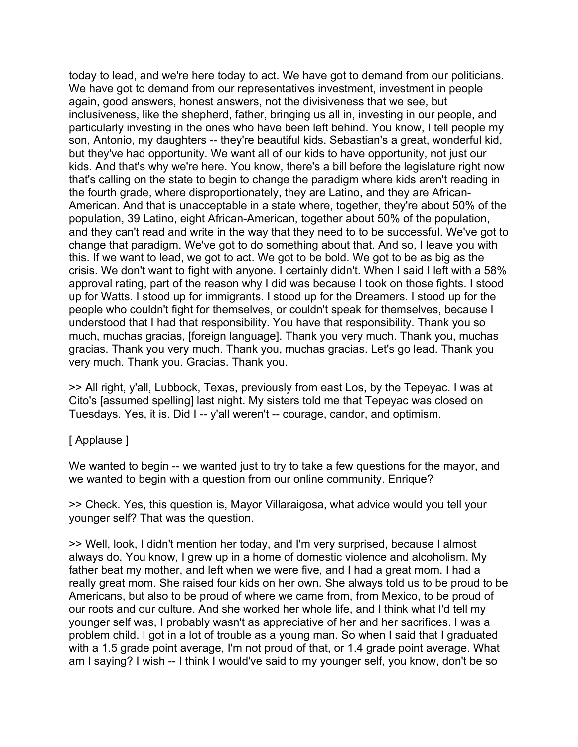today to lead, and we're here today to act. We have got to demand from our politicians. We have got to demand from our representatives investment, investment in people again, good answers, honest answers, not the divisiveness that we see, but inclusiveness, like the shepherd, father, bringing us all in, investing in our people, and particularly investing in the ones who have been left behind. You know, I tell people my son, Antonio, my daughters -- they're beautiful kids. Sebastian's a great, wonderful kid, but they've had opportunity. We want all of our kids to have opportunity, not just our kids. And that's why we're here. You know, there's a bill before the legislature right now that's calling on the state to begin to change the paradigm where kids aren't reading in the fourth grade, where disproportionately, they are Latino, and they are African-American. And that is unacceptable in a state where, together, they're about 50% of the population, 39 Latino, eight African-American, together about 50% of the population, and they can't read and write in the way that they need to to be successful. We've got to change that paradigm. We've got to do something about that. And so, I leave you with this. If we want to lead, we got to act. We got to be bold. We got to be as big as the crisis. We don't want to fight with anyone. I certainly didn't. When I said I left with a 58% approval rating, part of the reason why I did was because I took on those fights. I stood up for Watts. I stood up for immigrants. I stood up for the Dreamers. I stood up for the people who couldn't fight for themselves, or couldn't speak for themselves, because I understood that I had that responsibility. You have that responsibility. Thank you so much, muchas gracias, [foreign language]. Thank you very much. Thank you, muchas gracias. Thank you very much. Thank you, muchas gracias. Let's go lead. Thank you very much. Thank you. Gracias. Thank you.

>> All right, y'all, Lubbock, Texas, previously from east Los, by the Tepeyac. I was at Cito's [assumed spelling] last night. My sisters told me that Tepeyac was closed on Tuesdays. Yes, it is. Did I -- y'all weren't -- courage, candor, and optimism.

[ Applause ]

We wanted to begin -- we wanted just to try to take a few questions for the mayor, and we wanted to begin with a question from our online community. Enrique?

>> Check. Yes, this question is, Mayor Villaraigosa, what advice would you tell your younger self? That was the question.

>> Well, look, I didn't mention her today, and I'm very surprised, because I almost always do. You know, I grew up in a home of domestic violence and alcoholism. My father beat my mother, and left when we were five, and I had a great mom. I had a really great mom. She raised four kids on her own. She always told us to be proud to be Americans, but also to be proud of where we came from, from Mexico, to be proud of our roots and our culture. And she worked her whole life, and I think what I'd tell my younger self was, I probably wasn't as appreciative of her and her sacrifices. I was a problem child. I got in a lot of trouble as a young man. So when I said that I graduated with a 1.5 grade point average, I'm not proud of that, or 1.4 grade point average. What am I saying? I wish -- I think I would've said to my younger self, you know, don't be so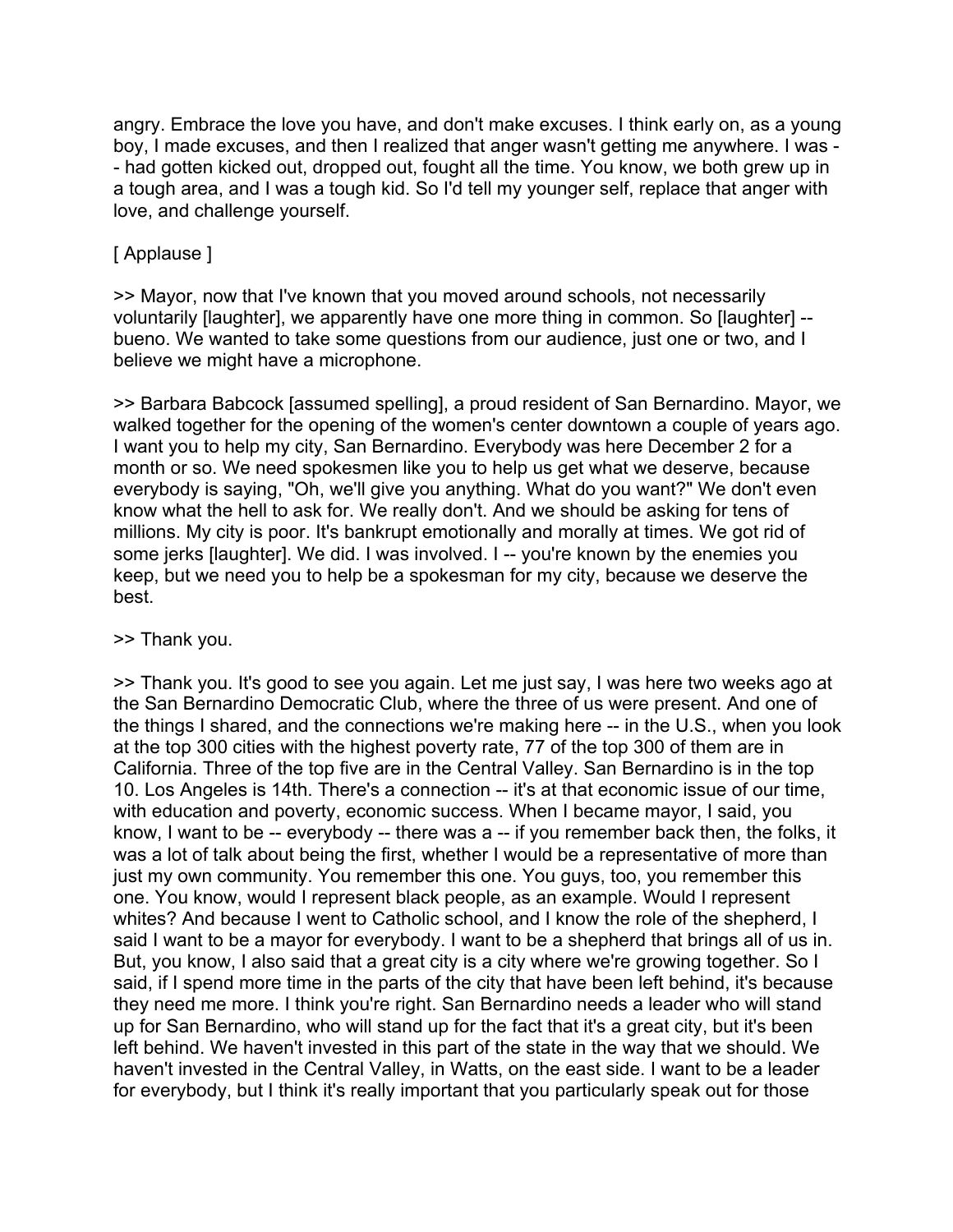angry. Embrace the love you have, and don't make excuses. I think early on, as a young boy, I made excuses, and then I realized that anger wasn't getting me anywhere. I was -- had gotten kicked out, dropped out, fought all the time. You know, we both grew up in a tough area, and I was a tough kid. So I'd tell my younger self, replace that anger with love, and challenge yourself.

[ Applause ]

>> Mayor, now that I've known that you moved around schools, not necessarily voluntarily [laughter], we apparently have one more thing in common. So [laughter] -- bueno. We wanted to take some questions from our audience, just one or two, and I believe we might have a microphone.

>> Barbara Babcock [assumed spelling], a proud resident of San Bernardino. Mayor, we walked together for the opening of the women's center downtown a couple of years ago. I want you to help my city, San Bernardino. Everybody was here December 2 for a month or so. We need spokesmen like you to help us get what we deserve, because everybody is saying, "Oh, we'll give you anything. What do you want?" We don't even know what the hell to ask for. We really don't. And we should be asking for tens of millions. My city is poor. It's bankrupt emotionally and morally at times. We got rid of some jerks [laughter]. We did. I was involved. I -- you're known by the enemies you keep, but we need you to help be a spokesman for my city, because we deserve the best.

>> Thank you.

>> Thank you. It's good to see you again. Let me just say, I was here two weeks ago at the San Bernardino Democratic Club, where the three of us were present. And one of the things I shared, and the connections we're making here -- in the U.S., when you look at the top 300 cities with the highest poverty rate, 77 of the top 300 of them are in California. Three of the top five are in the Central Valley. San Bernardino is in the top 10. Los Angeles is 14th. There's a connection -- it's at that economic issue of our time, with education and poverty, economic success. When I became mayor, I said, you know, I want to be -- everybody -- there was a -- if you remember back then, the folks, it was a lot of talk about being the first, whether I would be a representative of more than just my own community. You remember this one. You guys, too, you remember this one. You know, would I represent black people, as an example. Would I represent whites? And because I went to Catholic school, and I know the role of the shepherd, I said I want to be a mayor for everybody. I want to be a shepherd that brings all of us in. But, you know, I also said that a great city is a city where we're growing together. So I said, if I spend more time in the parts of the city that have been left behind, it's because they need me more. I think you're right. San Bernardino needs a leader who will stand up for San Bernardino, who will stand up for the fact that it's a great city, but it's been left behind. We haven't invested in this part of the state in the way that we should. We haven't invested in the Central Valley, in Watts, on the east side. I want to be a leader for everybody, but I think it's really important that you particularly speak out for those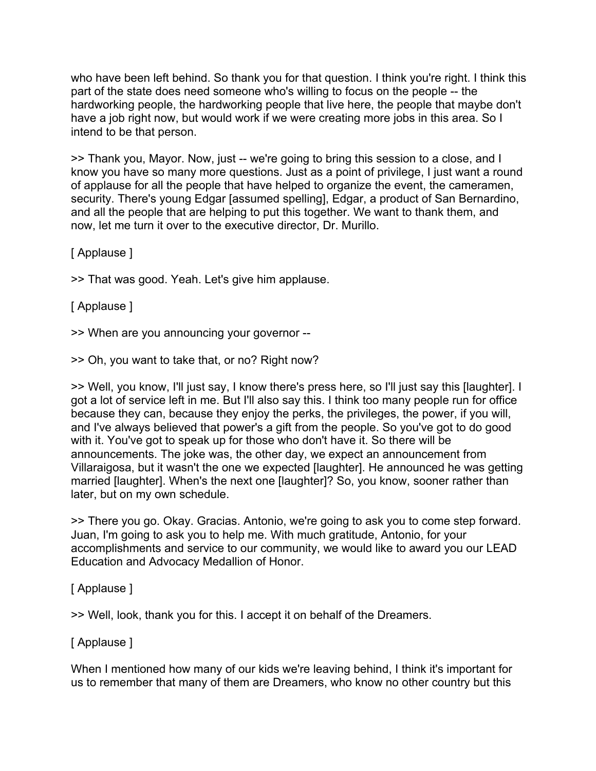who have been left behind. So thank you for that question. I think you're right. I think this part of the state does need someone who's willing to focus on the people -- the hardworking people, the hardworking people that live here, the people that maybe don't have a job right now, but would work if we were creating more jobs in this area. So I intend to be that person.

>> Thank you, Mayor. Now, just -- we're going to bring this session to a close, and I know you have so many more questions. Just as a point of privilege, I just want a round of applause for all the people that have helped to organize the event, the cameramen, security. There's young Edgar [assumed spelling], Edgar, a product of San Bernardino, and all the people that are helping to put this together. We want to thank them, and now, let me turn it over to the executive director, Dr. Murillo.

[ Applause ]

>> That was good. Yeah. Let's give him applause.

[ Applause ]

>> When are you announcing your governor --

>> Oh, you want to take that, or no? Right now?

>> Well, you know, I'll just say, I know there's press here, so I'll just say this [laughter]. I got a lot of service left in me. But I'll also say this. I think too many people run for office because they can, because they enjoy the perks, the privileges, the power, if you will, and I've always believed that power's a gift from the people. So you've got to do good with it. You've got to speak up for those who don't have it. So there will be announcements. The joke was, the other day, we expect an announcement from Villaraigosa, but it wasn't the one we expected [laughter]. He announced he was getting married [laughter]. When's the next one [laughter]? So, you know, sooner rather than later, but on my own schedule.

>> There you go. Okay. Gracias. Antonio, we're going to ask you to come step forward. Juan, I'm going to ask you to help me. With much gratitude, Antonio, for your accomplishments and service to our community, we would like to award you our LEAD Education and Advocacy Medallion of Honor.

[ Applause ]

>> Well, look, thank you for this. I accept it on behalf of the Dreamers.

[ Applause ]

When I mentioned how many of our kids we're leaving behind, I think it's important for us to remember that many of them are Dreamers, who know no other country but this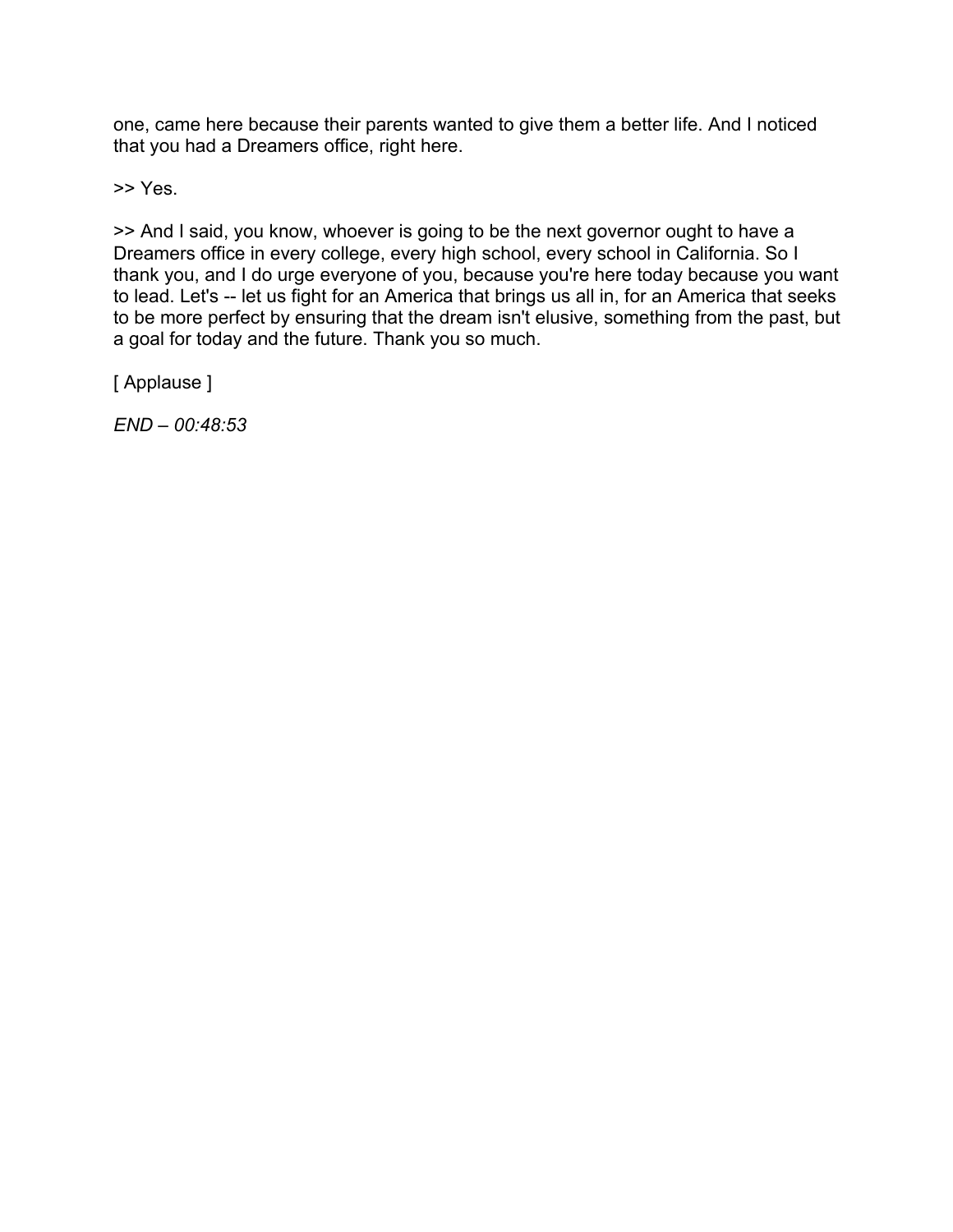one, came here because their parents wanted to give them a better life. And I noticed that you had a Dreamers office, right here.

>> Yes.

>> And I said, you know, whoever is going to be the next governor ought to have a Dreamers office in every college, every high school, every school in California. So I thank you, and I do urge everyone of you, because you're here today because you want to lead. Let's -- let us fight for an America that brings us all in, for an America that seeks to be more perfect by ensuring that the dream isn't elusive, something from the past, but a goal for today and the future. Thank you so much.

[ Applause ]

*END – 00:48:53*